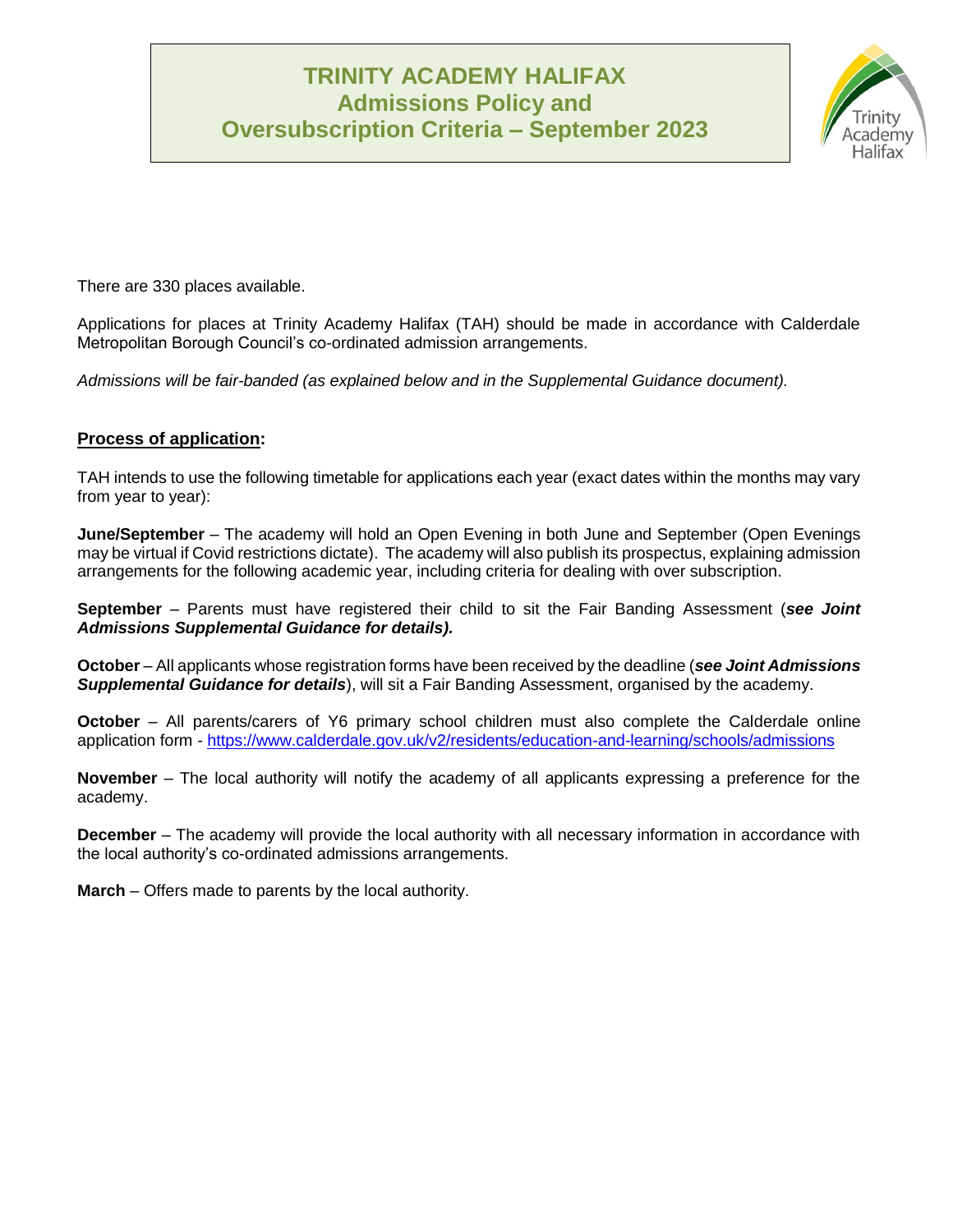# TRINITY ACADEMY HALIFAX
## Admissions Policy and Oversubscription Criteria – September 2023

There are 330 places available.

Applications for places at Trinity Academy Halifax (TAH) should be made in accordance with Calderdale Metropolitan Borough Council's co-ordinated admission arrangements.

*Admissions will be fair-banded (as explained below and in the Supplemental Guidance document).*

**Process of application:**

TAH intends to use the following timetable for applications each year (exact dates within the months may vary from year to year):

**June/September** – The academy will hold an Open Evening in both June and September (Open Evenings may be virtual if Covid restrictions dictate). The academy will also publish its prospectus, explaining admission arrangements for the following academic year, including criteria for dealing with over subscription.

**September** – Parents must have registered their child to sit the Fair Banding Assessment (***see Joint Admissions Supplemental Guidance for details).***

**October** – All applicants whose registration forms have been received by the deadline (***see Joint Admissions Supplemental Guidance for details***), will sit a Fair Banding Assessment, organised by the academy.

**October** – All parents/carers of Y6 primary school children must also complete the Calderdale online application form - https://www.calderdale.gov.uk/v2/residents/education-and-learning/schools/admissions

**November** – The local authority will notify the academy of all applicants expressing a preference for the academy.

**December** – The academy will provide the local authority with all necessary information in accordance with the local authority's co-ordinated admissions arrangements.

**March** – Offers made to parents by the local authority.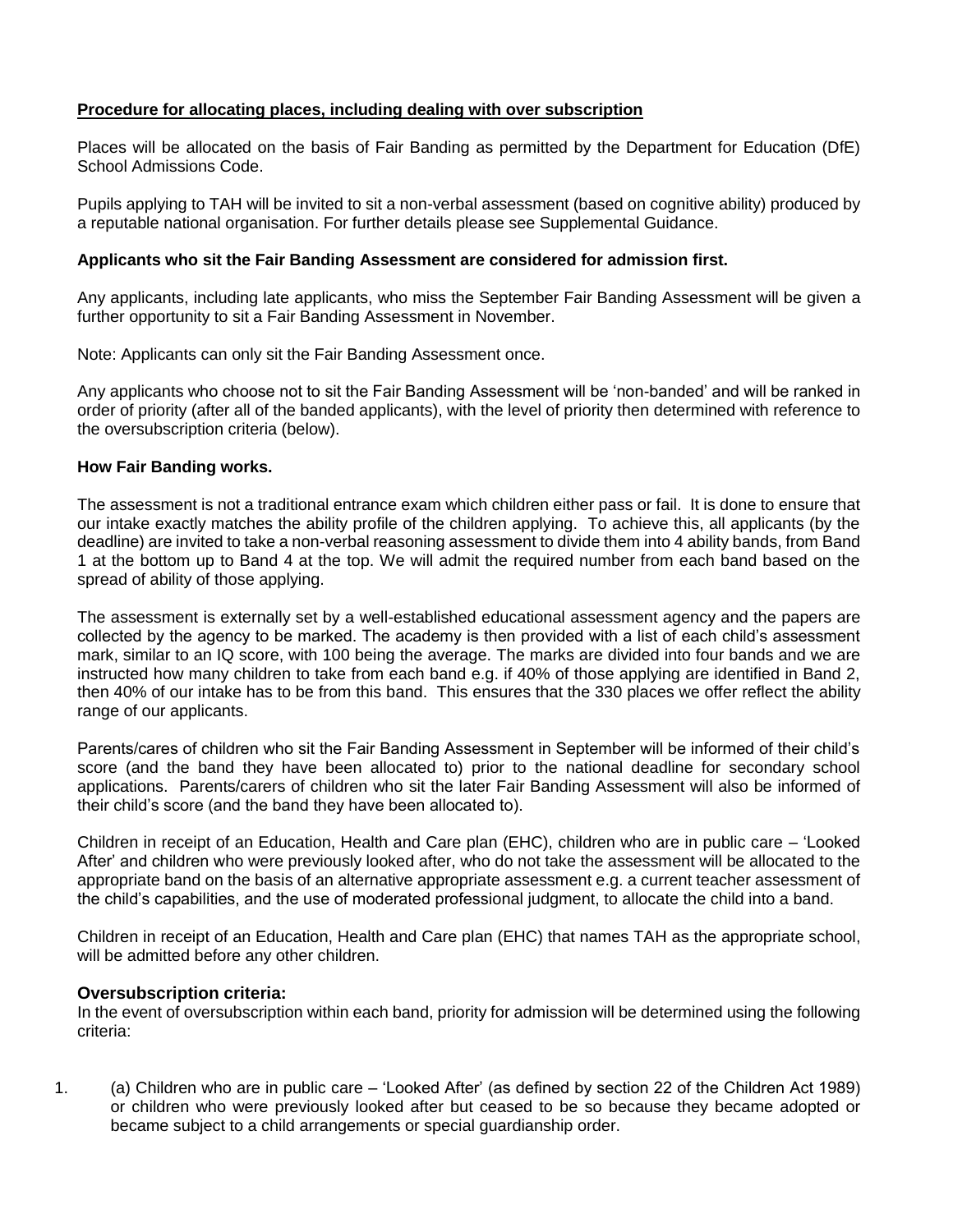## **Procedure for allocating places, including dealing with over subscription**

Places will be allocated on the basis of Fair Banding as permitted by the Department for Education (DfE) School Admissions Code.

Pupils applying to TAH will be invited to sit a non-verbal assessment (based on cognitive ability) produced by a reputable national organisation. For further details please see Supplemental Guidance.

**Applicants who sit the Fair Banding Assessment are considered for admission first.**

Any applicants, including late applicants, who miss the September Fair Banding Assessment will be given a further opportunity to sit a Fair Banding Assessment in November.

Note: Applicants can only sit the Fair Banding Assessment once.

Any applicants who choose not to sit the Fair Banding Assessment will be 'non-banded' and will be ranked in order of priority (after all of the banded applicants), with the level of priority then determined with reference to the oversubscription criteria (below).

**How Fair Banding works.**

The assessment is not a traditional entrance exam which children either pass or fail. It is done to ensure that our intake exactly matches the ability profile of the children applying. To achieve this, all applicants (by the deadline) are invited to take a non-verbal reasoning assessment to divide them into 4 ability bands, from Band 1 at the bottom up to Band 4 at the top. We will admit the required number from each band based on the spread of ability of those applying.

The assessment is externally set by a well-established educational assessment agency and the papers are collected by the agency to be marked. The academy is then provided with a list of each child's assessment mark, similar to an IQ score, with 100 being the average. The marks are divided into four bands and we are instructed how many children to take from each band e.g. if 40% of those applying are identified in Band 2, then 40% of our intake has to be from this band. This ensures that the 330 places we offer reflect the ability range of our applicants.

Parents/cares of children who sit the Fair Banding Assessment in September will be informed of their child's score (and the band they have been allocated to) prior to the national deadline for secondary school applications. Parents/carers of children who sit the later Fair Banding Assessment will also be informed of their child's score (and the band they have been allocated to).

Children in receipt of an Education, Health and Care plan (EHC), children who are in public care – 'Looked After' and children who were previously looked after, who do not take the assessment will be allocated to the appropriate band on the basis of an alternative appropriate assessment e.g. a current teacher assessment of the child's capabilities, and the use of moderated professional judgment, to allocate the child into a band.

Children in receipt of an Education, Health and Care plan (EHC) that names TAH as the appropriate school, will be admitted before any other children.

**Oversubscription criteria:**

In the event of oversubscription within each band, priority for admission will be determined using the following criteria:

1. (a) Children who are in public care – 'Looked After' (as defined by section 22 of the Children Act 1989) or children who were previously looked after but ceased to be so because they became adopted or became subject to a child arrangements or special guardianship order.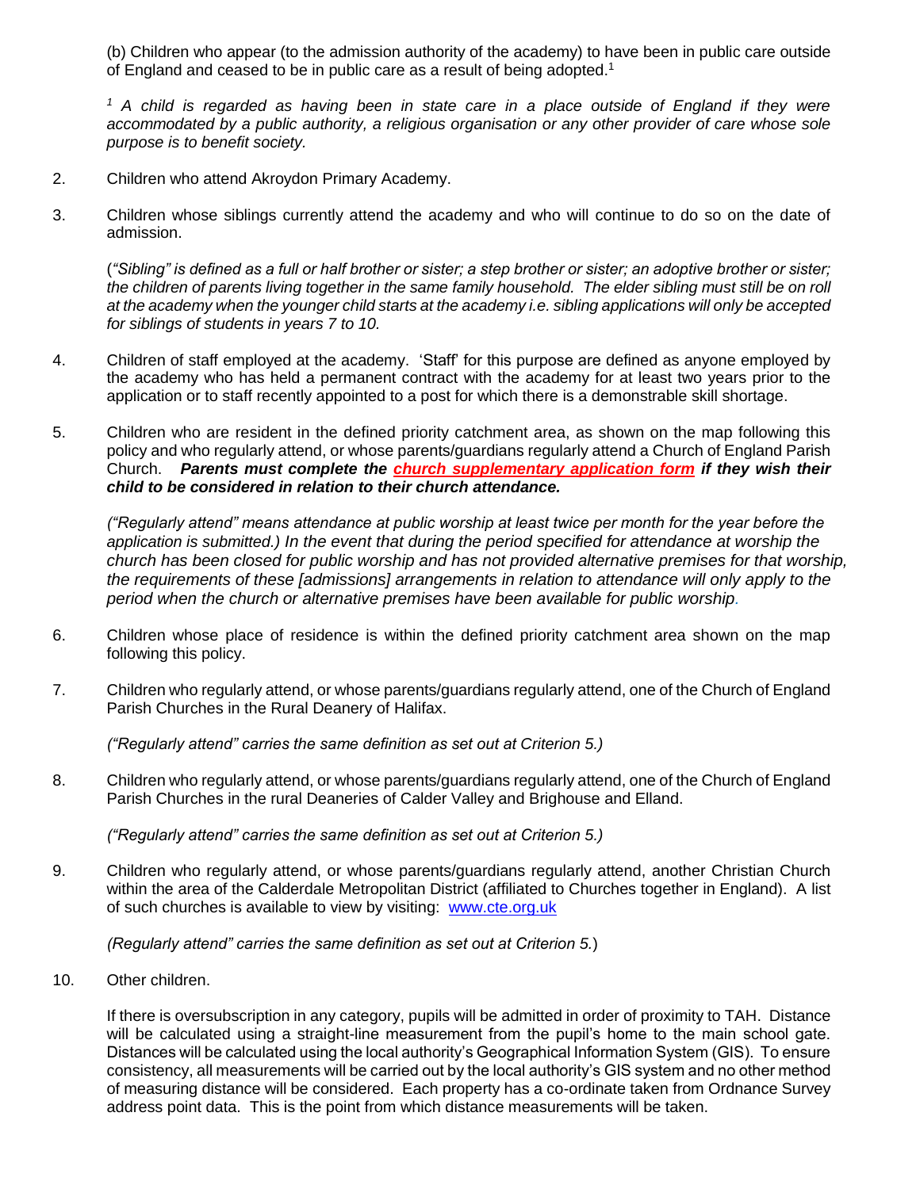(b) Children who appear (to the admission authority of the academy) to have been in public care outside of England and ceased to be in public care as a result of being adopted.[1]

*[1] A child is regarded as having been in state care in a place outside of England if they were accommodated by a public authority, a religious organisation or any other provider of care whose sole purpose is to benefit society.*

2. Children who attend Akroydon Primary Academy.

3. Children whose siblings currently attend the academy and who will continue to do so on the date of admission.

   (*"Sibling" is defined as a full or half brother or sister; a step brother or sister; an adoptive brother or sister; the children of parents living together in the same family household. The elder sibling must still be on roll at the academy when the younger child starts at the academy i.e. sibling applications will only be accepted for siblings of students in years 7 to 10.*

4. Children of staff employed at the academy. 'Staff' for this purpose are defined as anyone employed by the academy who has held a permanent contract with the academy for at least two years prior to the application or to staff recently appointed to a post for which there is a demonstrable skill shortage.

5. Children who are resident in the defined priority catchment area, as shown on the map following this policy and who regularly attend, or whose parents/guardians regularly attend a Church of England Parish Church. ***Parents must complete the church supplementary application form if they wish their child to be considered in relation to their church attendance.***

   *("Regularly attend" means attendance at public worship at least twice per month for the year before the application is submitted.) In the event that during the period specified for attendance at worship the church has been closed for public worship and has not provided alternative premises for that worship, the requirements of these [admissions] arrangements in relation to attendance will only apply to the period when the church or alternative premises have been available for public worship.*

6. Children whose place of residence is within the defined priority catchment area shown on the map following this policy.

7. Children who regularly attend, or whose parents/guardians regularly attend, one of the Church of England Parish Churches in the Rural Deanery of Halifax.

   *("Regularly attend" carries the same definition as set out at Criterion 5.)*

8. Children who regularly attend, or whose parents/guardians regularly attend, one of the Church of England Parish Churches in the rural Deaneries of Calder Valley and Brighouse and Elland.

   *("Regularly attend" carries the same definition as set out at Criterion 5.)*

9. Children who regularly attend, or whose parents/guardians regularly attend, another Christian Church within the area of the Calderdale Metropolitan District (affiliated to Churches together in England). A list of such churches is available to view by visiting: www.cte.org.uk

   *(Regularly attend" carries the same definition as set out at Criterion 5.*)

10. Other children.

    If there is oversubscription in any category, pupils will be admitted in order of proximity to TAH. Distance will be calculated using a straight-line measurement from the pupil's home to the main school gate. Distances will be calculated using the local authority's Geographical Information System (GIS). To ensure consistency, all measurements will be carried out by the local authority's GIS system and no other method of measuring distance will be considered. Each property has a co-ordinate taken from Ordnance Survey address point data. This is the point from which distance measurements will be taken.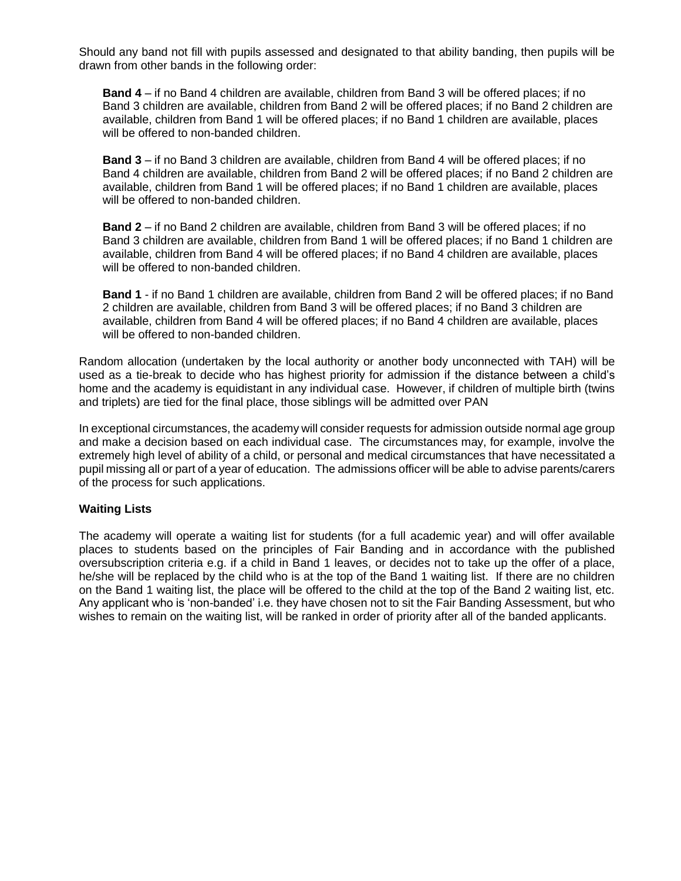Should any band not fill with pupils assessed and designated to that ability banding, then pupils will be drawn from other bands in the following order:

**Band 4** – if no Band 4 children are available, children from Band 3 will be offered places; if no Band 3 children are available, children from Band 2 will be offered places; if no Band 2 children are available, children from Band 1 will be offered places; if no Band 1 children are available, places will be offered to non-banded children.

**Band 3** – if no Band 3 children are available, children from Band 4 will be offered places; if no Band 4 children are available, children from Band 2 will be offered places; if no Band 2 children are available, children from Band 1 will be offered places; if no Band 1 children are available, places will be offered to non-banded children.

**Band 2** – if no Band 2 children are available, children from Band 3 will be offered places; if no Band 3 children are available, children from Band 1 will be offered places; if no Band 1 children are available, children from Band 4 will be offered places; if no Band 4 children are available, places will be offered to non-banded children.

**Band 1** - if no Band 1 children are available, children from Band 2 will be offered places; if no Band 2 children are available, children from Band 3 will be offered places; if no Band 3 children are available, children from Band 4 will be offered places; if no Band 4 children are available, places will be offered to non-banded children.

Random allocation (undertaken by the local authority or another body unconnected with TAH) will be used as a tie-break to decide who has highest priority for admission if the distance between a child's home and the academy is equidistant in any individual case. However, if children of multiple birth (twins and triplets) are tied for the final place, those siblings will be admitted over PAN

In exceptional circumstances, the academy will consider requests for admission outside normal age group and make a decision based on each individual case. The circumstances may, for example, involve the extremely high level of ability of a child, or personal and medical circumstances that have necessitated a pupil missing all or part of a year of education. The admissions officer will be able to advise parents/carers of the process for such applications.

**Waiting Lists**

The academy will operate a waiting list for students (for a full academic year) and will offer available places to students based on the principles of Fair Banding and in accordance with the published oversubscription criteria e.g. if a child in Band 1 leaves, or decides not to take up the offer of a place, he/she will be replaced by the child who is at the top of the Band 1 waiting list. If there are no children on the Band 1 waiting list, the place will be offered to the child at the top of the Band 2 waiting list, etc. Any applicant who is 'non-banded' i.e. they have chosen not to sit the Fair Banding Assessment, but who wishes to remain on the waiting list, will be ranked in order of priority after all of the banded applicants.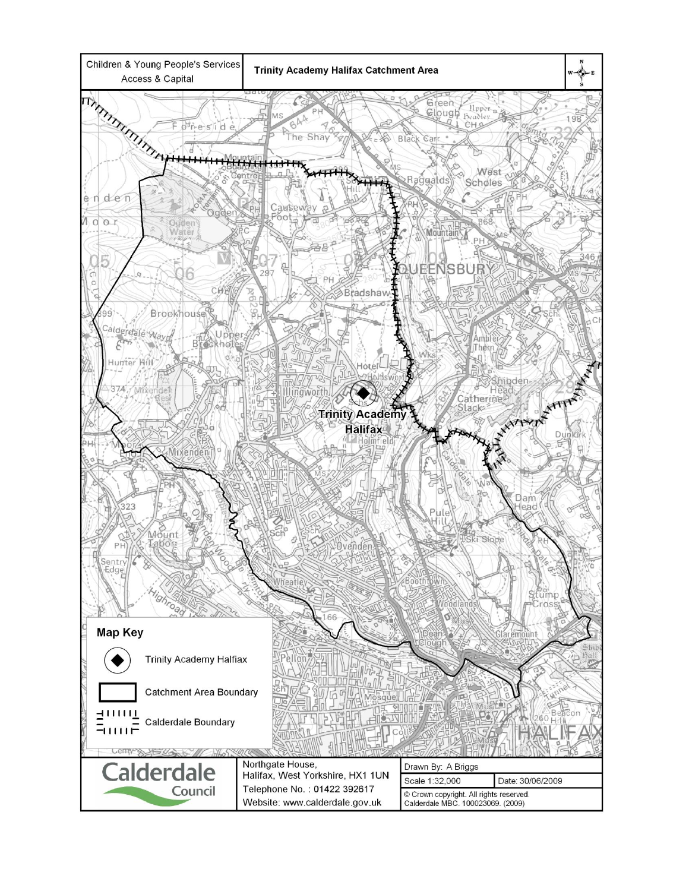Children & Young People's Services
Access & Capital

**Trinity Academy Halifax Catchment Area**

**Map Key**

Trinity Academy Halfiax

Catchment Area Boundary

Calderdale Boundary

Calderdale Council

Northgate House,
Halifax, West Yorkshire, HX1 1UN
Telephone No. : 01422 392617
Website: www.calderdale.gov.uk

| | |
|---|---|
| Drawn By: A Briggs | |
| Scale 1:32,000 | Date: 30/06/2009 |
| © Crown copyright. All rights reserved. Calderdale MBC. 100023069. (2009) | |